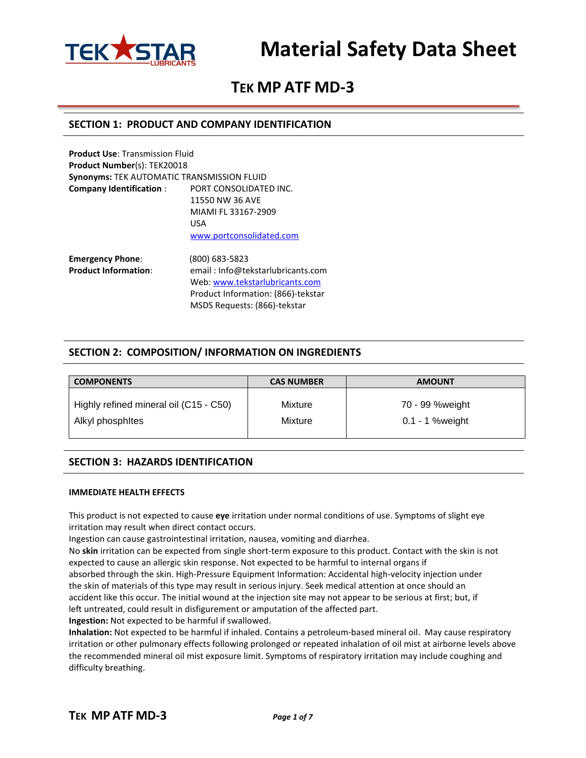# Material Safety Data Sheet

## TEK MP ATF MD-3

## SECTION 1: PRODUCT AND COMPANY IDENTIFICATION

**Product Use**: Transmission Fluid
**Product Number**(s): TEK20018
**Synonyms:** TEK AUTOMATIC TRANSMISSION FLUID
**Company Identification** : PORT CONSOLIDATED INC.
11550 NW 36 AVE
MIAMI FL 33167-2909
USA
www.portconsolidated.com

**Emergency Phone**: (800) 683-5823
**Product Information**: email : Info@tekstarlubricants.com
Web: www.tekstarlubricants.com
Product Information: (866)-tekstar
MSDS Requests: (866)-tekstar

## SECTION 2: COMPOSITION/ INFORMATION ON INGREDIENTS

| COMPONENTS | CAS NUMBER | AMOUNT |
|---|---|---|
| Highly refined mineral oil (C15 - C50) | Mixture | 70 - 99 %weight |
| Alkyl phosphItes | Mixture | 0.1 - 1 %weight |

## SECTION 3: HAZARDS IDENTIFICATION

**IMMEDIATE HEALTH EFFECTS**

This product is not expected to cause **eye** irritation under normal conditions of use. Symptoms of slight eye irritation may result when direct contact occurs.
Ingestion can cause gastrointestinal irritation, nausea, vomiting and diarrhea.
No **skin** irritation can be expected from single short-term exposure to this product. Contact with the skin is not expected to cause an allergic skin response. Not expected to be harmful to internal organs if absorbed through the skin. High-Pressure Equipment Information: Accidental high-velocity injection under the skin of materials of this type may result in serious injury. Seek medical attention at once should an accident like this occur. The initial wound at the injection site may not appear to be serious at first; but, if left untreated, could result in disfigurement or amputation of the affected part.
**Ingestion:** Not expected to be harmful if swallowed.
**Inhalation:** Not expected to be harmful if inhaled. Contains a petroleum-based mineral oil. May cause respiratory irritation or other pulmonary effects following prolonged or repeated inhalation of oil mist at airborne levels above the recommended mineral oil mist exposure limit. Symptoms of respiratory irritation may include coughing and difficulty breathing.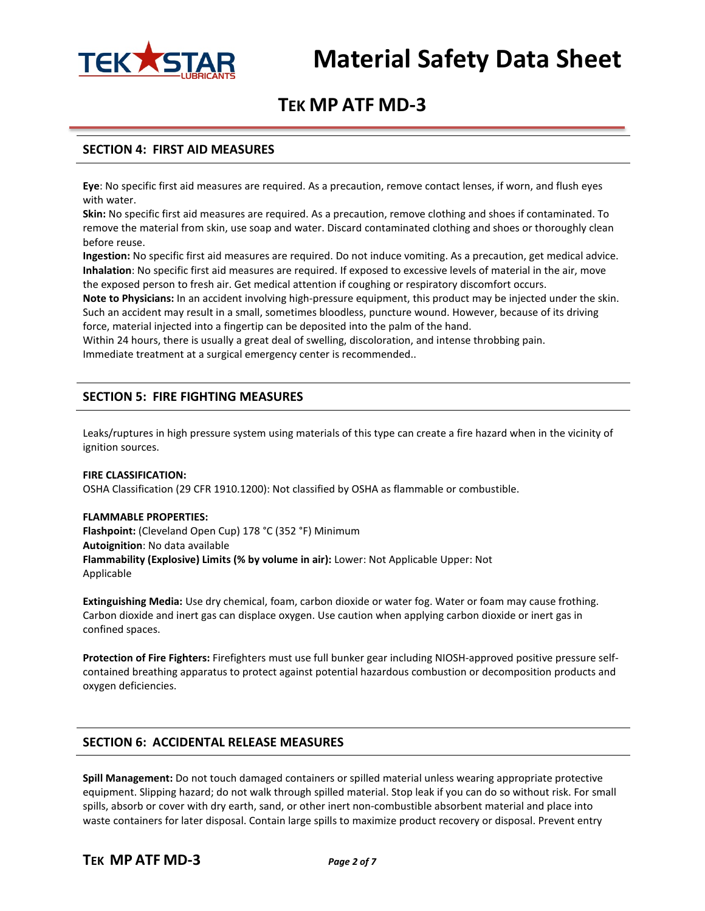## SECTION 4: FIRST AID MEASURES

**Eye**: No specific first aid measures are required. As a precaution, remove contact lenses, if worn, and flush eyes with water.
**Skin:** No specific first aid measures are required. As a precaution, remove clothing and shoes if contaminated. To remove the material from skin, use soap and water. Discard contaminated clothing and shoes or thoroughly clean before reuse.
**Ingestion:** No specific first aid measures are required. Do not induce vomiting. As a precaution, get medical advice.
**Inhalation**: No specific first aid measures are required. If exposed to excessive levels of material in the air, move the exposed person to fresh air. Get medical attention if coughing or respiratory discomfort occurs.
**Note to Physicians:** In an accident involving high-pressure equipment, this product may be injected under the skin. Such an accident may result in a small, sometimes bloodless, puncture wound. However, because of its driving force, material injected into a fingertip can be deposited into the palm of the hand.
Within 24 hours, there is usually a great deal of swelling, discoloration, and intense throbbing pain.
Immediate treatment at a surgical emergency center is recommended..

## SECTION 5: FIRE FIGHTING MEASURES

Leaks/ruptures in high pressure system using materials of this type can create a fire hazard when in the vicinity of ignition sources.

**FIRE CLASSIFICATION:**
OSHA Classification (29 CFR 1910.1200): Not classified by OSHA as flammable or combustible.

**FLAMMABLE PROPERTIES:**
**Flashpoint:** (Cleveland Open Cup) 178 °C (352 °F) Minimum
**Autoignition**: No data available
**Flammability (Explosive) Limits (% by volume in air):** Lower: Not Applicable Upper: Not Applicable

**Extinguishing Media:** Use dry chemical, foam, carbon dioxide or water fog. Water or foam may cause frothing. Carbon dioxide and inert gas can displace oxygen. Use caution when applying carbon dioxide or inert gas in confined spaces.

**Protection of Fire Fighters:** Firefighters must use full bunker gear including NIOSH-approved positive pressure self-contained breathing apparatus to protect against potential hazardous combustion or decomposition products and oxygen deficiencies.

## SECTION 6: ACCIDENTAL RELEASE MEASURES

**Spill Management:** Do not touch damaged containers or spilled material unless wearing appropriate protective equipment. Slipping hazard; do not walk through spilled material. Stop leak if you can do so without risk. For small spills, absorb or cover with dry earth, sand, or other inert non-combustible absorbent material and place into waste containers for later disposal. Contain large spills to maximize product recovery or disposal. Prevent entry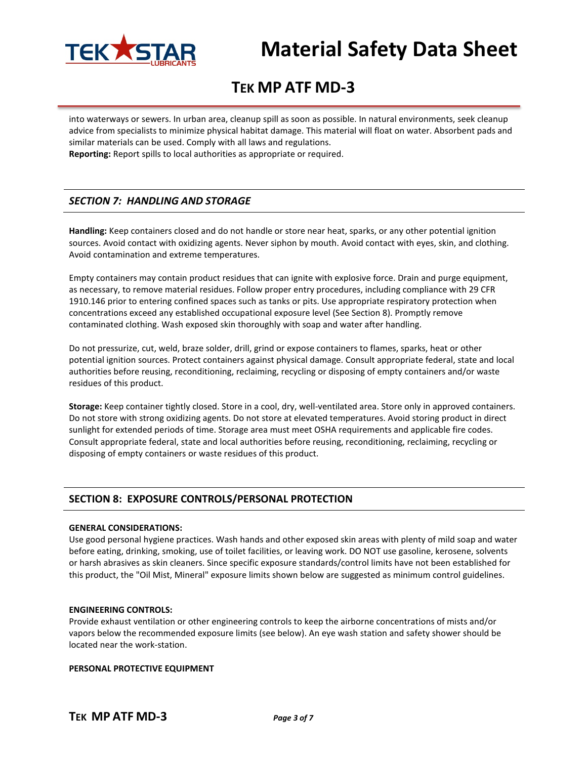into waterways or sewers. In urban area, cleanup spill as soon as possible. In natural environments, seek cleanup advice from specialists to minimize physical habitat damage. This material will float on water. Absorbent pads and similar materials can be used. Comply with all laws and regulations.
**Reporting:** Report spills to local authorities as appropriate or required.

## *SECTION 7: HANDLING AND STORAGE*

**Handling:** Keep containers closed and do not handle or store near heat, sparks, or any other potential ignition sources. Avoid contact with oxidizing agents. Never siphon by mouth. Avoid contact with eyes, skin, and clothing. Avoid contamination and extreme temperatures.

Empty containers may contain product residues that can ignite with explosive force. Drain and purge equipment, as necessary, to remove material residues. Follow proper entry procedures, including compliance with 29 CFR 1910.146 prior to entering confined spaces such as tanks or pits. Use appropriate respiratory protection when concentrations exceed any established occupational exposure level (See Section 8). Promptly remove contaminated clothing. Wash exposed skin thoroughly with soap and water after handling.

Do not pressurize, cut, weld, braze solder, drill, grind or expose containers to flames, sparks, heat or other potential ignition sources. Protect containers against physical damage. Consult appropriate federal, state and local authorities before reusing, reconditioning, reclaiming, recycling or disposing of empty containers and/or waste residues of this product.

**Storage:** Keep container tightly closed. Store in a cool, dry, well-ventilated area. Store only in approved containers. Do not store with strong oxidizing agents. Do not store at elevated temperatures. Avoid storing product in direct sunlight for extended periods of time. Storage area must meet OSHA requirements and applicable fire codes. Consult appropriate federal, state and local authorities before reusing, reconditioning, reclaiming, recycling or disposing of empty containers or waste residues of this product.

## SECTION 8: EXPOSURE CONTROLS/PERSONAL PROTECTION

**GENERAL CONSIDERATIONS:**
Use good personal hygiene practices. Wash hands and other exposed skin areas with plenty of mild soap and water before eating, drinking, smoking, use of toilet facilities, or leaving work. DO NOT use gasoline, kerosene, solvents or harsh abrasives as skin cleaners. Since specific exposure standards/control limits have not been established for this product, the "Oil Mist, Mineral" exposure limits shown below are suggested as minimum control guidelines.

**ENGINEERING CONTROLS:**
Provide exhaust ventilation or other engineering controls to keep the airborne concentrations of mists and/or vapors below the recommended exposure limits (see below). An eye wash station and safety shower should be located near the work-station.

**PERSONAL PROTECTIVE EQUIPMENT**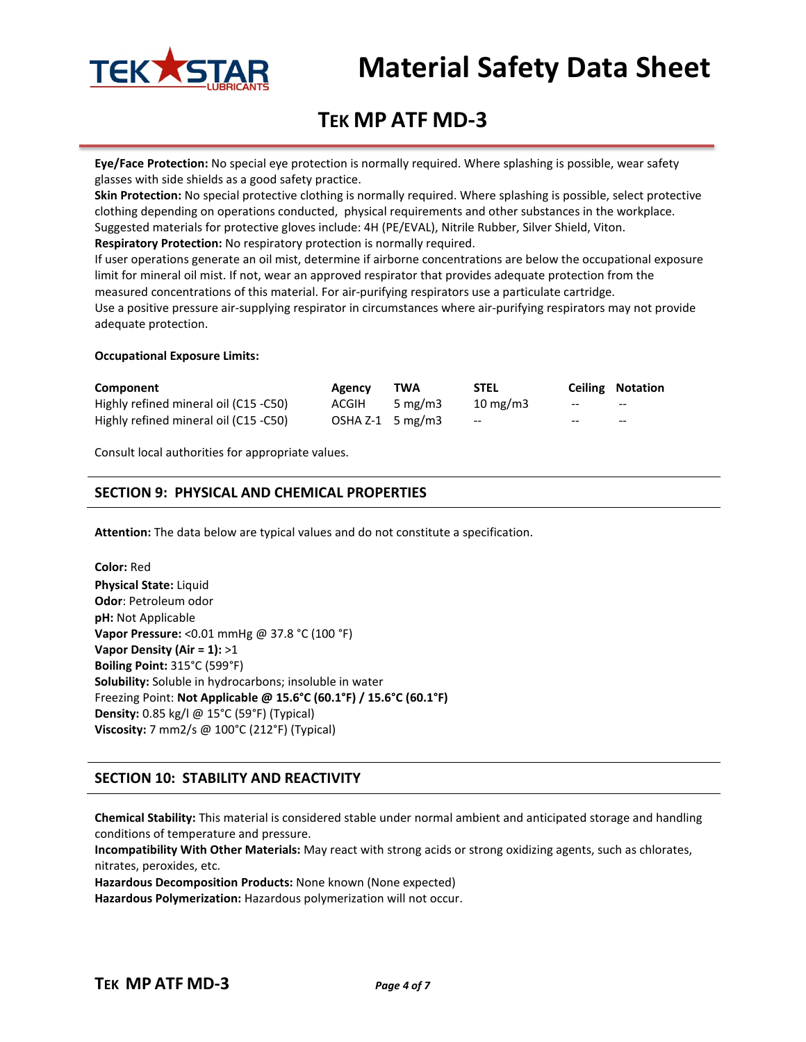**Eye/Face Protection:** No special eye protection is normally required. Where splashing is possible, wear safety glasses with side shields as a good safety practice.

**Skin Protection:** No special protective clothing is normally required. Where splashing is possible, select protective clothing depending on operations conducted, physical requirements and other substances in the workplace. Suggested materials for protective gloves include: 4H (PE/EVAL), Nitrile Rubber, Silver Shield, Viton.

**Respiratory Protection:** No respiratory protection is normally required.

If user operations generate an oil mist, determine if airborne concentrations are below the occupational exposure limit for mineral oil mist. If not, wear an approved respirator that provides adequate protection from the measured concentrations of this material. For air-purifying respirators use a particulate cartridge.

Use a positive pressure air-supplying respirator in circumstances where air-purifying respirators may not provide adequate protection.

**Occupational Exposure Limits:**

| Component | Agency | TWA | STEL | Ceiling | Notation |
|---|---|---|---|---|---|
| Highly refined mineral oil (C15 -C50) | ACGIH | 5 mg/m3 | 10 mg/m3 | -- | -- |
| Highly refined mineral oil (C15 -C50) | OSHA Z-1 | 5 mg/m3 | -- | -- | -- |

Consult local authorities for appropriate values.

## SECTION 9: PHYSICAL AND CHEMICAL PROPERTIES

**Attention:** The data below are typical values and do not constitute a specification.

**Color:** Red
**Physical State:** Liquid
**Odor**: Petroleum odor
**pH:** Not Applicable
**Vapor Pressure:** <0.01 mmHg @ 37.8 °C (100 °F)
**Vapor Density (Air = 1):** >1
**Boiling Point:** 315°C (599°F)
**Solubility:** Soluble in hydrocarbons; insoluble in water
Freezing Point: **Not Applicable @ 15.6°C (60.1°F) / 15.6°C (60.1°F)**
**Density:** 0.85 kg/l @ 15°C (59°F) (Typical)
**Viscosity:** 7 mm2/s @ 100°C (212°F) (Typical)

## SECTION 10: STABILITY AND REACTIVITY

**Chemical Stability:** This material is considered stable under normal ambient and anticipated storage and handling conditions of temperature and pressure.

**Incompatibility With Other Materials:** May react with strong acids or strong oxidizing agents, such as chlorates, nitrates, peroxides, etc.

**Hazardous Decomposition Products:** None known (None expected)

**Hazardous Polymerization:** Hazardous polymerization will not occur.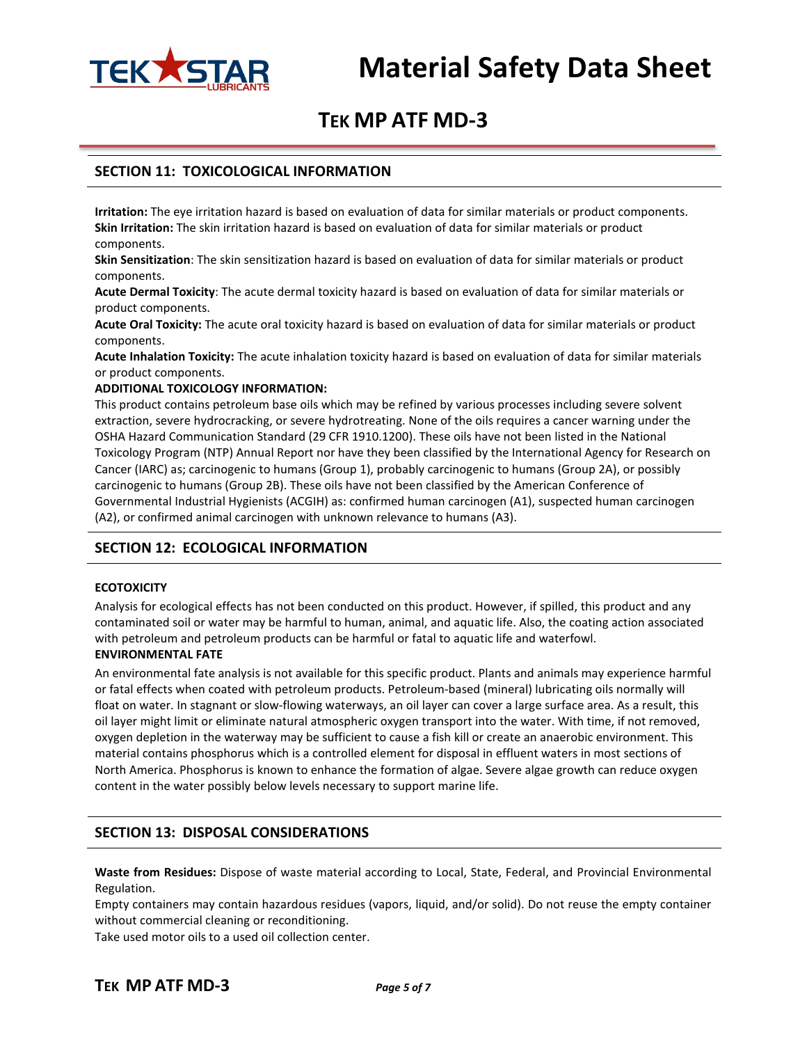## SECTION 11: TOXICOLOGICAL INFORMATION

**Irritation:** The eye irritation hazard is based on evaluation of data for similar materials or product components.
**Skin Irritation:** The skin irritation hazard is based on evaluation of data for similar materials or product components.
**Skin Sensitization**: The skin sensitization hazard is based on evaluation of data for similar materials or product components.
**Acute Dermal Toxicity**: The acute dermal toxicity hazard is based on evaluation of data for similar materials or product components.
**Acute Oral Toxicity:** The acute oral toxicity hazard is based on evaluation of data for similar materials or product components.
**Acute Inhalation Toxicity:** The acute inhalation toxicity hazard is based on evaluation of data for similar materials or product components.

**ADDITIONAL TOXICOLOGY INFORMATION:**

This product contains petroleum base oils which may be refined by various processes including severe solvent extraction, severe hydrocracking, or severe hydrotreating. None of the oils requires a cancer warning under the OSHA Hazard Communication Standard (29 CFR 1910.1200). These oils have not been listed in the National Toxicology Program (NTP) Annual Report nor have they been classified by the International Agency for Research on Cancer (IARC) as; carcinogenic to humans (Group 1), probably carcinogenic to humans (Group 2A), or possibly carcinogenic to humans (Group 2B). These oils have not been classified by the American Conference of Governmental Industrial Hygienists (ACGIH) as: confirmed human carcinogen (A1), suspected human carcinogen (A2), or confirmed animal carcinogen with unknown relevance to humans (A3).

## SECTION 12: ECOLOGICAL INFORMATION

**ECOTOXICITY**

Analysis for ecological effects has not been conducted on this product. However, if spilled, this product and any contaminated soil or water may be harmful to human, animal, and aquatic life. Also, the coating action associated with petroleum and petroleum products can be harmful or fatal to aquatic life and waterfowl.

**ENVIRONMENTAL FATE**

An environmental fate analysis is not available for this specific product. Plants and animals may experience harmful or fatal effects when coated with petroleum products. Petroleum-based (mineral) lubricating oils normally will float on water. In stagnant or slow-flowing waterways, an oil layer can cover a large surface area. As a result, this oil layer might limit or eliminate natural atmospheric oxygen transport into the water. With time, if not removed, oxygen depletion in the waterway may be sufficient to cause a fish kill or create an anaerobic environment. This material contains phosphorus which is a controlled element for disposal in effluent waters in most sections of North America. Phosphorus is known to enhance the formation of algae. Severe algae growth can reduce oxygen content in the water possibly below levels necessary to support marine life.

## SECTION 13: DISPOSAL CONSIDERATIONS

**Waste from Residues:** Dispose of waste material according to Local, State, Federal, and Provincial Environmental Regulation.
Empty containers may contain hazardous residues (vapors, liquid, and/or solid). Do not reuse the empty container without commercial cleaning or reconditioning.
Take used motor oils to a used oil collection center.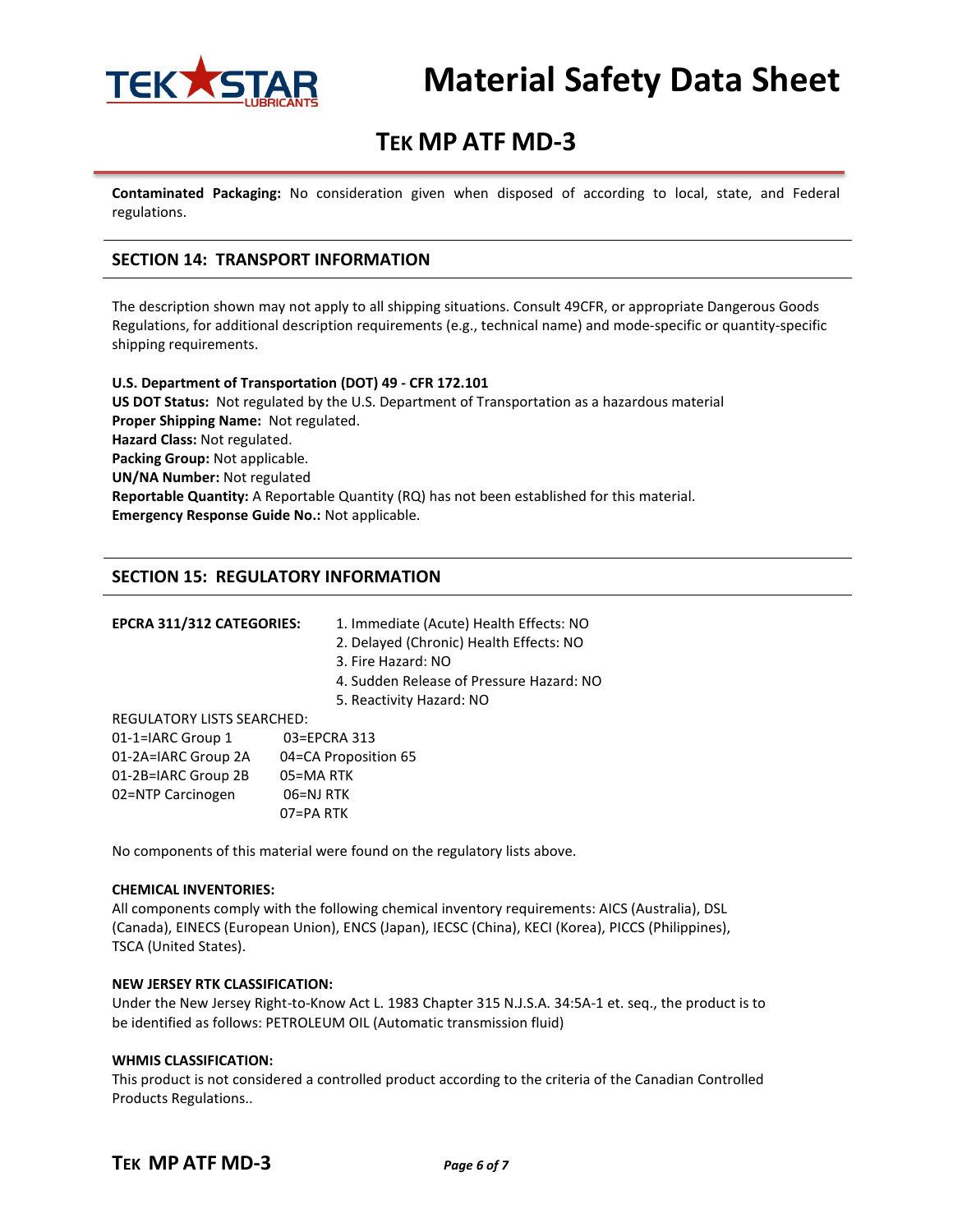**Contaminated Packaging:** No consideration given when disposed of according to local, state, and Federal regulations.

## SECTION 14: TRANSPORT INFORMATION

The description shown may not apply to all shipping situations. Consult 49CFR, or appropriate Dangerous Goods Regulations, for additional description requirements (e.g., technical name) and mode-specific or quantity-specific shipping requirements.

**U.S. Department of Transportation (DOT) 49 - CFR 172.101**
**US DOT Status:** Not regulated by the U.S. Department of Transportation as a hazardous material
**Proper Shipping Name:** Not regulated.
**Hazard Class:** Not regulated.
**Packing Group:** Not applicable.
**UN/NA Number:** Not regulated
**Reportable Quantity:** A Reportable Quantity (RQ) has not been established for this material.
**Emergency Response Guide No.:** Not applicable.

## SECTION 15: REGULATORY INFORMATION

**EPCRA 311/312 CATEGORIES:**

1. Immediate (Acute) Health Effects: NO
2. Delayed (Chronic) Health Effects: NO
3. Fire Hazard: NO
4. Sudden Release of Pressure Hazard: NO
5. Reactivity Hazard: NO

REGULATORY LISTS SEARCHED:

| | |
|---|---|
| 01-1=IARC Group 1 | 03=EPCRA 313 |
| 01-2A=IARC Group 2A | 04=CA Proposition 65 |
| 01-2B=IARC Group 2B | 05=MA RTK |
| 02=NTP Carcinogen | 06=NJ RTK |
| | 07=PA RTK |

No components of this material were found on the regulatory lists above.

**CHEMICAL INVENTORIES:**
All components comply with the following chemical inventory requirements: AICS (Australia), DSL (Canada), EINECS (European Union), ENCS (Japan), IECSC (China), KECI (Korea), PICCS (Philippines), TSCA (United States).

**NEW JERSEY RTK CLASSIFICATION:**
Under the New Jersey Right-to-Know Act L. 1983 Chapter 315 N.J.S.A. 34:5A-1 et. seq., the product is to be identified as follows: PETROLEUM OIL (Automatic transmission fluid)

**WHMIS CLASSIFICATION:**
This product is not considered a controlled product according to the criteria of the Canadian Controlled Products Regulations..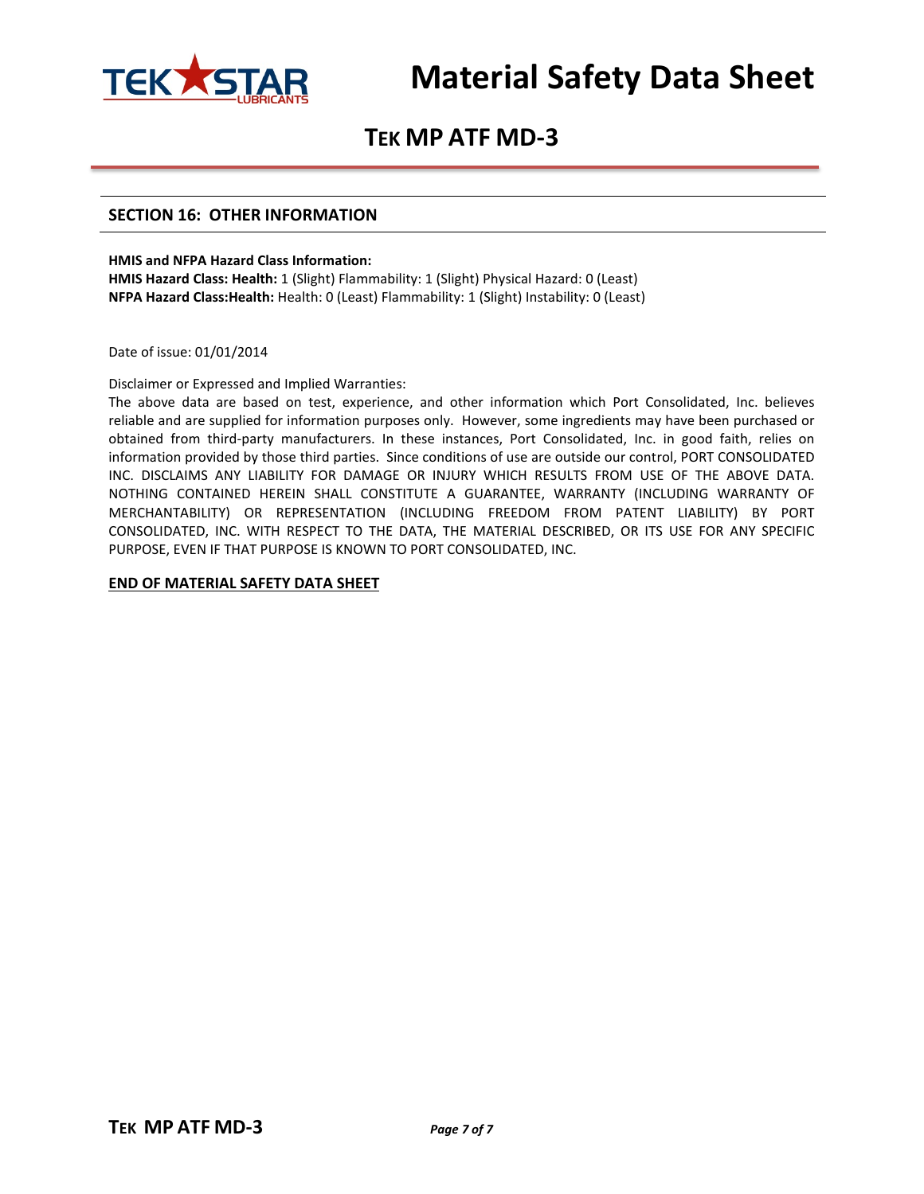## SECTION 16: OTHER INFORMATION

**HMIS and NFPA Hazard Class Information:**
**HMIS Hazard Class: Health:** 1 (Slight) Flammability: 1 (Slight) Physical Hazard: 0 (Least)
**NFPA Hazard Class:Health:** Health: 0 (Least) Flammability: 1 (Slight) Instability: 0 (Least)

Date of issue: 01/01/2014

Disclaimer or Expressed and Implied Warranties:
The above data are based on test, experience, and other information which Port Consolidated, Inc. believes reliable and are supplied for information purposes only. However, some ingredients may have been purchased or obtained from third-party manufacturers. In these instances, Port Consolidated, Inc. in good faith, relies on information provided by those third parties. Since conditions of use are outside our control, PORT CONSOLIDATED INC. DISCLAIMS ANY LIABILITY FOR DAMAGE OR INJURY WHICH RESULTS FROM USE OF THE ABOVE DATA. NOTHING CONTAINED HEREIN SHALL CONSTITUTE A GUARANTEE, WARRANTY (INCLUDING WARRANTY OF MERCHANTABILITY) OR REPRESENTATION (INCLUDING FREEDOM FROM PATENT LIABILITY) BY PORT CONSOLIDATED, INC. WITH RESPECT TO THE DATA, THE MATERIAL DESCRIBED, OR ITS USE FOR ANY SPECIFIC PURPOSE, EVEN IF THAT PURPOSE IS KNOWN TO PORT CONSOLIDATED, INC.

**END OF MATERIAL SAFETY DATA SHEET**